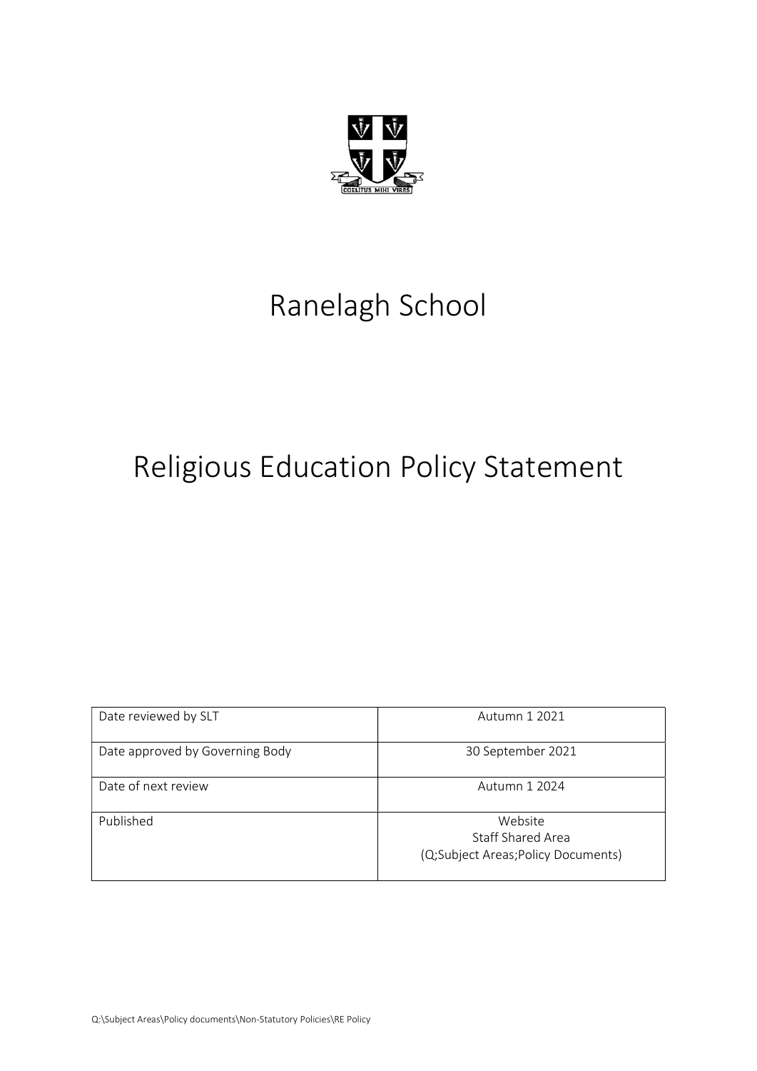# Ranelagh School

# Religious Education Policy Statement

| Date reviewed by SLT | Autumn 1 2021 |
|---|---|
| Date approved by Governing Body | 30 September 2021 |
| Date of next review | Autumn 1 2024 |
| Published | Website<br>Staff Shared Area<br>(Q;Subject Areas;Policy Documents) |

Q:\Subject Areas\Policy documents\Non-Statutory Policies\RE Policy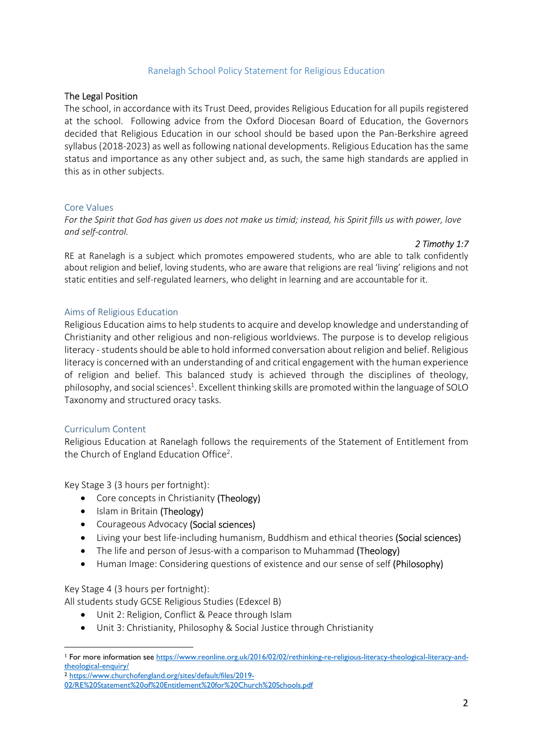# Ranelagh School Policy Statement for Religious Education

## The Legal Position

The school, in accordance with its Trust Deed, provides Religious Education for all pupils registered at the school. Following advice from the Oxford Diocesan Board of Education, the Governors decided that Religious Education in our school should be based upon the Pan-Berkshire agreed syllabus (2018-2023) as well as following national developments. Religious Education has the same status and importance as any other subject and, as such, the same high standards are applied in this as in other subjects.

## Core Values

*For the Spirit that God has given us does not make us timid; instead, his Spirit fills us with power, love and self-control.*

*2 Timothy 1:7*

RE at Ranelagh is a subject which promotes empowered students, who are able to talk confidently about religion and belief, loving students, who are aware that religions are real 'living' religions and not static entities and self-regulated learners, who delight in learning and are accountable for it.

## Aims of Religious Education

Religious Education aims to help students to acquire and develop knowledge and understanding of Christianity and other religious and non-religious worldviews. The purpose is to develop religious literacy - students should be able to hold informed conversation about religion and belief. Religious literacy is concerned with an understanding of and critical engagement with the human experience of religion and belief. This balanced study is achieved through the disciplines of theology, philosophy, and social sciences[1]. Excellent thinking skills are promoted within the language of SOLO Taxonomy and structured oracy tasks.

## Curriculum Content

Religious Education at Ranelagh follows the requirements of the Statement of Entitlement from the Church of England Education Office[2].

Key Stage 3 (3 hours per fortnight):

- Core concepts in Christianity (Theology)
- Islam in Britain (Theology)
- Courageous Advocacy (Social sciences)
- Living your best life-including humanism, Buddhism and ethical theories (Social sciences)
- The life and person of Jesus-with a comparison to Muhammad (Theology)
- Human Image: Considering questions of existence and our sense of self (Philosophy)

Key Stage 4 (3 hours per fortnight):

All students study GCSE Religious Studies (Edexcel B)

- Unit 2: Religion, Conflict & Peace through Islam
- Unit 3: Christianity, Philosophy & Social Justice through Christianity

---

[1] For more information see https://www.reonline.org.uk/2016/02/02/rethinking-re-religious-literacy-theological-literacy-and-theological-enquiry/

[2] https://www.churchofengland.org/sites/default/files/2019-02/RE%20Statement%20of%20Entitlement%20for%20Church%20Schools.pdf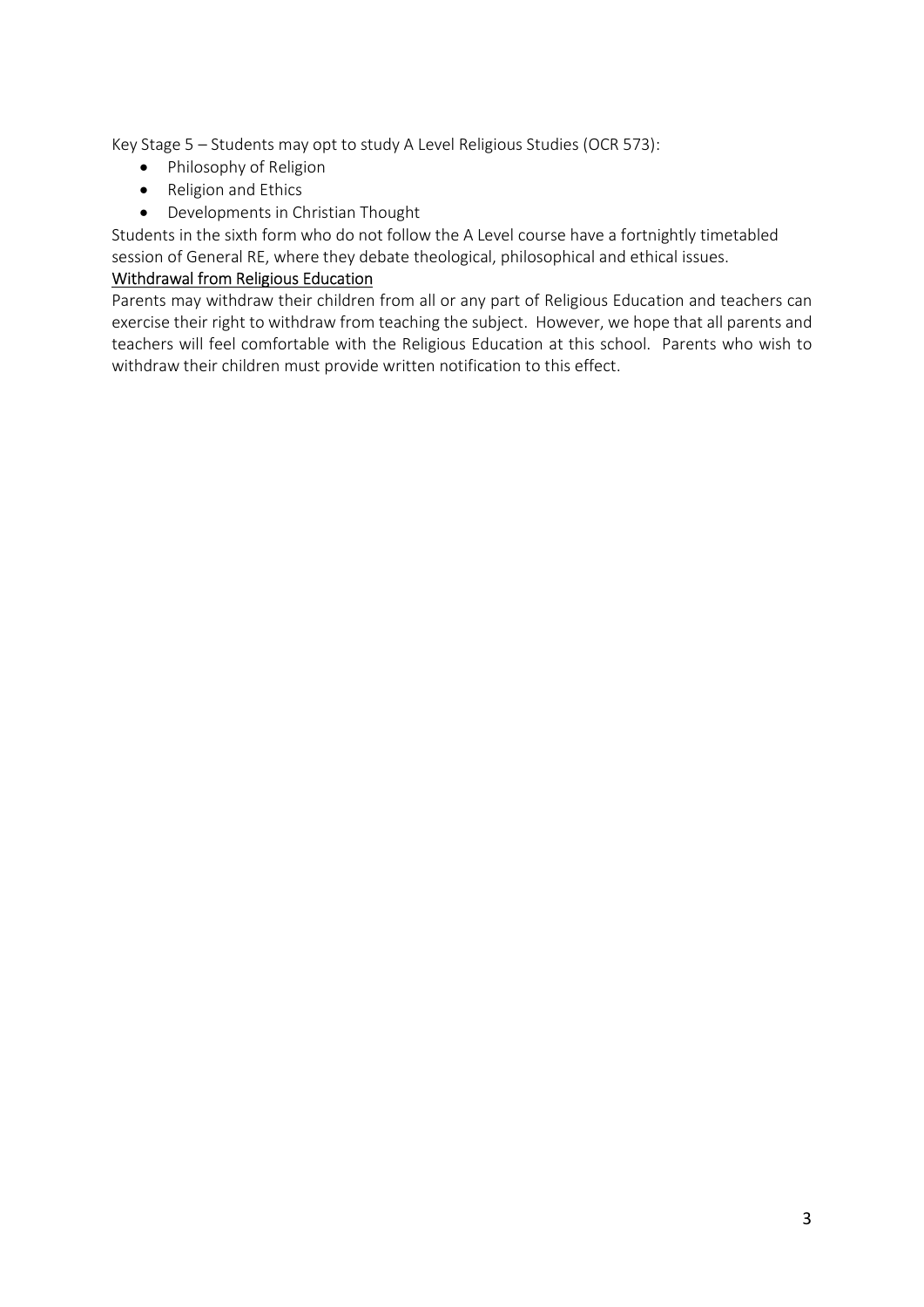Key Stage 5 – Students may opt to study A Level Religious Studies (OCR 573):

- Philosophy of Religion
- Religion and Ethics
- Developments in Christian Thought

Students in the sixth form who do not follow the A Level course have a fortnightly timetabled session of General RE, where they debate theological, philosophical and ethical issues.

## Withdrawal from Religious Education

Parents may withdraw their children from all or any part of Religious Education and teachers can exercise their right to withdraw from teaching the subject. However, we hope that all parents and teachers will feel comfortable with the Religious Education at this school. Parents who wish to withdraw their children must provide written notification to this effect.